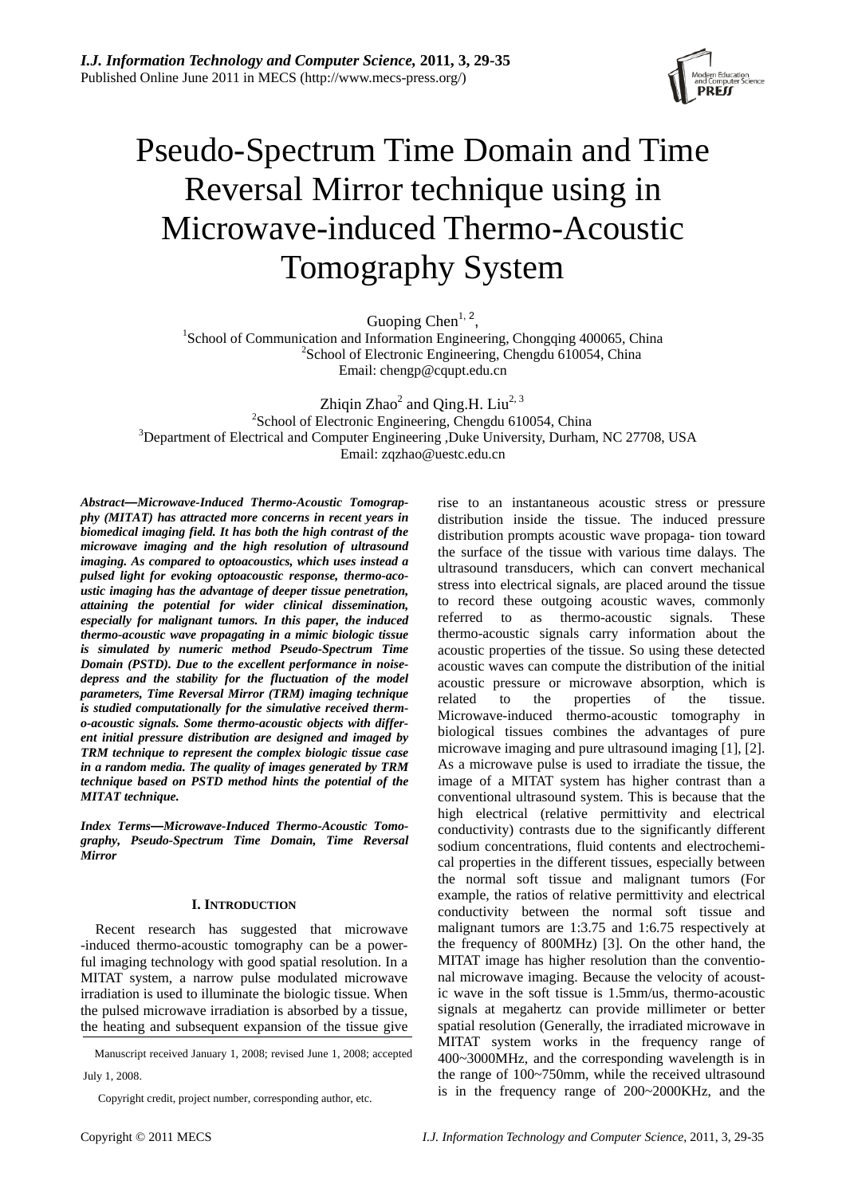# Pseudo-Spectrum Time Domain and Time Reversal Mirror technique using in Microwave-induced Thermo-Acoustic Tomography System

Guoping Chen[1, 2],
[1]School of Communication and Information Engineering, Chongqing 400065, China
[2]School of Electronic Engineering, Chengdu 610054, China
Email: chengp@cqupt.edu.cn

Zhiqin Zhao[2] and Qing.H. Liu[2, 3]
[2]School of Electronic Engineering, Chengdu 610054, China
[3]Department of Electrical and Computer Engineering ,Duke University, Durham, NC 27708, USA
Email: zqzhao@uestc.edu.cn

***Abstract*—*Microwave-Induced Thermo-Acoustic Tomography (MITAT) has attracted more concerns in recent years in biomedical imaging field. It has both the high contrast of the microwave imaging and the high resolution of ultrasound imaging. As compared to optoacoustics, which uses instead a pulsed light for evoking optoacoustic response, thermo-acoustic imaging has the advantage of deeper tissue penetration, attaining the potential for wider clinical dissemination, especially for malignant tumors. In this paper, the induced thermo-acoustic wave propagating in a mimic biologic tissue is simulated by numeric method Pseudo-Spectrum Time Domain (PSTD). Due to the excellent performance in noise-depress and the stability for the fluctuation of the model parameters, Time Reversal Mirror (TRM) imaging technique is studied computationally for the simulative received thermo-acoustic signals. Some thermo-acoustic objects with different initial pressure distribution are designed and imaged by TRM technique to represent the complex biologic tissue case in a random media. The quality of images generated by TRM technique based on PSTD method hints the potential of the MITAT technique.***

***Index Terms*—*Microwave-Induced Thermo-Acoustic Tomography, Pseudo-Spectrum Time Domain, Time Reversal Mirror***

## I. Introduction

Recent research has suggested that microwave -induced thermo-acoustic tomography can be a powerful imaging technology with good spatial resolution. In a MITAT system, a narrow pulse modulated microwave irradiation is used to illuminate the biologic tissue. When the pulsed microwave irradiation is absorbed by a tissue, the heating and subsequent expansion of the tissue give rise to an instantaneous acoustic stress or pressure distribution inside the tissue. The induced pressure distribution prompts acoustic wave propaga- tion toward the surface of the tissue with various time dalays. The ultrasound transducers, which can convert mechanical stress into electrical signals, are placed around the tissue to record these outgoing acoustic waves, commonly referred to as thermo-acoustic signals. These thermo-acoustic signals carry information about the acoustic properties of the tissue. So using these detected acoustic waves can compute the distribution of the initial acoustic pressure or microwave absorption, which is related to the properties of the tissue. Microwave-induced thermo-acoustic tomography in biological tissues combines the advantages of pure microwave imaging and pure ultrasound imaging [1], [2]. As a microwave pulse is used to irradiate the tissue, the image of a MITAT system has higher contrast than a conventional ultrasound system. This is because that the high electrical (relative permittivity and electrical conductivity) contrasts due to the significantly different sodium concentrations, fluid contents and electrochemical properties in the different tissues, especially between the normal soft tissue and malignant tumors (For example, the ratios of relative permittivity and electrical conductivity between the normal soft tissue and malignant tumors are 1:3.75 and 1:6.75 respectively at the frequency of 800MHz) [3]. On the other hand, the MITAT image has higher resolution than the conventional microwave imaging. Because the velocity of acoustic wave in the soft tissue is 1.5mm/us, thermo-acoustic signals at megahertz can provide millimeter or better spatial resolution (Generally, the irradiated microwave in MITAT system works in the frequency range of 400~3000MHz, and the corresponding wavelength is in the range of 100~750mm, while the received ultrasound is in the frequency range of 200~2000KHz, and the

Manuscript received January 1, 2008; revised June 1, 2008; accepted July 1, 2008.

Copyright credit, project number, corresponding author, etc.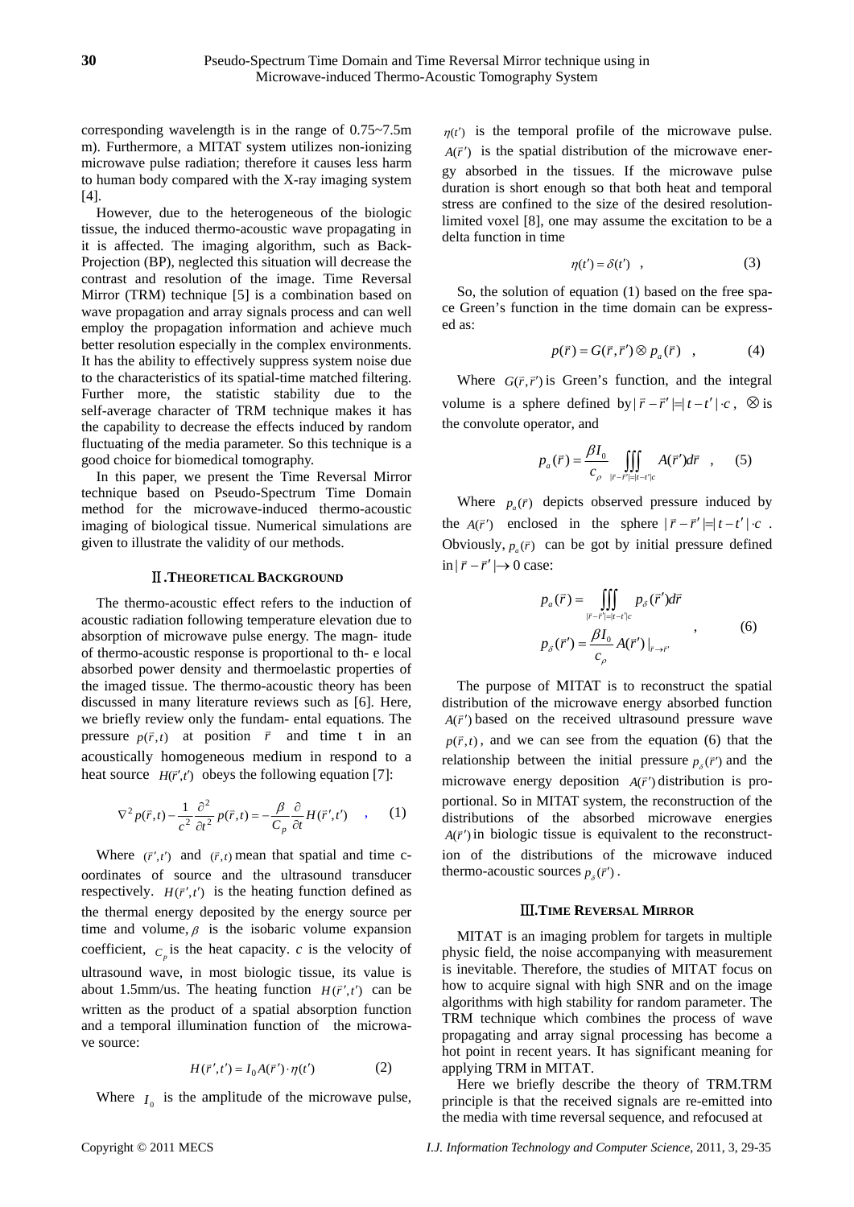corresponding wavelength is in the range of 0.75~7.5m m). Furthermore, a MITAT system utilizes non-ionizing microwave pulse radiation; therefore it causes less harm to human body compared with the X-ray imaging system [4].

However, due to the heterogeneous of the biologic tissue, the induced thermo-acoustic wave propagating in it is affected. The imaging algorithm, such as Back-Projection (BP), neglected this situation will decrease the contrast and resolution of the image. Time Reversal Mirror (TRM) technique [5] is a combination based on wave propagation and array signals process and can well employ the propagation information and achieve much better resolution especially in the complex environments. It has the ability to effectively suppress system noise due to the characteristics of its spatial-time matched filtering. Further more, the statistic stability due to the self-average character of TRM technique makes it has the capability to decrease the effects induced by random fluctuating of the media parameter. So this technique is a good choice for biomedical tomography.

In this paper, we present the Time Reversal Mirror technique based on Pseudo-Spectrum Time Domain method for the microwave-induced thermo-acoustic imaging of biological tissue. Numerical simulations are given to illustrate the validity of our methods.

## Ⅱ.THEORETICAL BACKGROUND

The thermo-acoustic effect refers to the induction of acoustic radiation following temperature elevation due to absorption of microwave pulse energy. The magn- itude of thermo-acoustic response is proportional to th- e local absorbed power density and thermoelastic properties of the imaged tissue. The thermo-acoustic theory has been discussed in many literature reviews such as [6]. Here, we briefly review only the fundam- ental equations. The pressure $p(\vec{r},t)$ at position $\vec{r}$ and time t in an acoustically homogeneous medium in respond to a heat source $H(\vec{r}',t')$ obeys the following equation [7]:

$$\nabla^2 p(\vec{r},t) - \frac{1}{c^2}\frac{\partial^2}{\partial t^2} p(\vec{r},t) = -\frac{\beta}{C_p}\frac{\partial}{\partial t} H(\vec{r}',t') \quad , \qquad (1)$$

Where $(\vec{r}',t')$ and $(\vec{r},t)$ mean that spatial and time c- oordinates of source and the ultrasound transducer respectively. $H(\vec{r}',t')$ is the heating function defined as the thermal energy deposited by the energy source per time and volume, $\beta$ is the isobaric volume expansion coefficient, $C_p$ is the heat capacity. *c* is the velocity of ultrasound wave, in most biologic tissue, its value is about 1.5mm/us. The heating function $H(\vec{r}',t')$ can be written as the product of a spatial absorption function and a temporal illumination function of the microwa- ve source:

$$H(\vec{r}',t') = I_0 A(\vec{r}') \cdot \eta(t') \qquad (2)$$

Where $I_0$ is the amplitude of the microwave pulse, $\eta(t')$ is the temporal profile of the microwave pulse. $A(\vec{r}')$ is the spatial distribution of the microwave ener- gy absorbed in the tissues. If the microwave pulse duration is short enough so that both heat and temporal stress are confined to the size of the desired resolution-limited voxel [8], one may assume the excitation to be a delta function in time

$$\eta(t') = \delta(t') \quad , \qquad (3)$$

So, the solution of equation (1) based on the free spa- ce Green's function in the time domain can be express- ed as:

$$p(\vec{r}) = G(\vec{r},\vec{r}') \otimes p_a(\vec{r}) \quad , \qquad (4)$$

Where $G(\vec{r},\vec{r}')$ is Green's function, and the integral volume is a sphere defined by $|\vec{r}-\vec{r}'| = |t-t'| \cdot c$, $\otimes$ is the convolute operator, and

$$p_a(\vec{r}) = \frac{\beta I_0}{c_\rho} \iiint_{|\vec{r}-\vec{r}'|=|t-t'|c} A(\vec{r}')d\vec{r} \quad , \qquad (5)$$

Where $p_a(\vec{r})$ depicts observed pressure induced by the $A(\vec{r}')$ enclosed in the sphere $|\vec{r}-\vec{r}'| = |t-t'| \cdot c$. Obviously, $p_a(\vec{r})$ can be got by initial pressure defined in $|\vec{r}-\vec{r}'| \to 0$ case:

$$\begin{aligned} p_a(\vec{r}) &= \iiint_{|\vec{r}-\vec{r}'|=|t-t'|c} p_\delta(\vec{r}')d\vec{r} \\ p_\delta(\vec{r}') &= \frac{\beta I_0}{c_\rho} A(\vec{r}')|_{r\to r'} \end{aligned} \quad , \qquad (6)$$

The purpose of MITAT is to reconstruct the spatial distribution of the microwave energy absorbed function $A(\vec{r}')$ based on the received ultrasound pressure wave $p(\vec{r},t)$, and we can see from the equation (6) that the relationship between the initial pressure $p_\delta(\vec{r}')$ and the microwave energy deposition $A(\vec{r}')$ distribution is pro- portional. So in MITAT system, the reconstruction of the distributions of the absorbed microwave energies $A(\vec{r}')$ in biologic tissue is equivalent to the reconstruct- ion of the distributions of the microwave induced thermo-acoustic sources $p_\delta(\vec{r}')$.

## Ⅲ.TIME REVERSAL MIRROR

MITAT is an imaging problem for targets in multiple physic field, the noise accompanying with measurement is inevitable. Therefore, the studies of MITAT focus on how to acquire signal with high SNR and on the image algorithms with high stability for random parameter. The TRM technique which combines the process of wave propagating and array signal processing has become a hot point in recent years. It has significant meaning for applying TRM in MITAT.

Here we briefly describe the theory of TRM.TRM principle is that the received signals are re-emitted into the media with time reversal sequence, and refocused at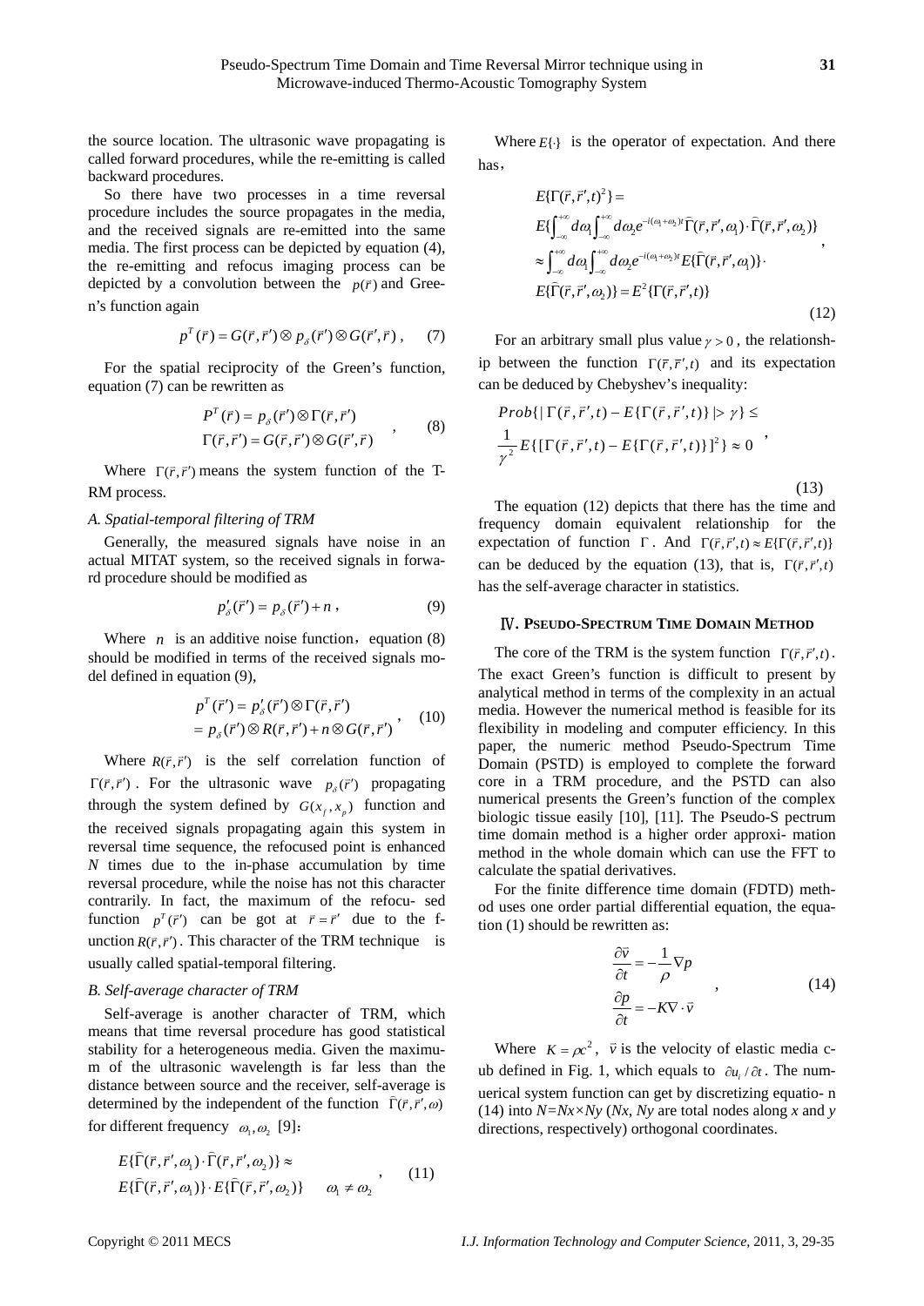the source location. The ultrasonic wave propagating is called forward procedures, while the re-emitting is called backward procedures.

So there have two processes in a time reversal procedure includes the source propagates in the media, and the received signals are re-emitted into the same media. The first process can be depicted by equation (4), the re-emitting and refocus imaging process can be depicted by a convolution between the $p(\vec{r})$ and Green's function again

$$p^T(\vec{r}) = G(\vec{r},\vec{r}') \otimes p_\delta(\vec{r}') \otimes G(\vec{r}',\vec{r}) \,, \qquad (7)$$

For the spatial reciprocity of the Green's function, equation (7) can be rewritten as

$$\begin{aligned} P^T(\vec{r}) &= p_\delta(\vec{r}') \otimes \Gamma(\vec{r},\vec{r}') \\ \Gamma(\vec{r},\vec{r}') &= G(\vec{r},\vec{r}') \otimes G(\vec{r}',\vec{r}) \end{aligned} \quad , \qquad (8)$$

Where $\Gamma(\vec{r},\vec{r}')$ means the system function of the TRM process.

*A. Spatial-temporal filtering of TRM*

Generally, the measured signals have noise in an actual MITAT system, so the received signals in forward procedure should be modified as

$$p'_\delta(\vec{r}') = p_\delta(\vec{r}') + n \,, \qquad (9)$$

Where $n$ is an additive noise function, equation (8) should be modified in terms of the received signals model defined in equation (9),

$$\begin{aligned} p^T(\vec{r}') &= p'_\delta(\vec{r}') \otimes \Gamma(\vec{r},\vec{r}') \\ &= p_\delta(\vec{r}') \otimes R(\vec{r},\vec{r}') + n \otimes G(\vec{r},\vec{r}') \end{aligned} , \qquad (10)$$

Where $R(\vec{r},\vec{r}')$ is the self correlation function of $\Gamma(\vec{r},\vec{r}')$. For the ultrasonic wave $p_\delta(\vec{r}')$ propagating through the system defined by $G(x_f, x_p)$ function and the received signals propagating again this system in reversal time sequence, the refocused point is enhanced *N* times due to the in-phase accumulation by time reversal procedure, while the noise has not this character contrarily. In fact, the maximum of the refocused function $p^T(\vec{r}')$ can be got at $\vec{r} = \vec{r}'$ due to the function $R(\vec{r},\vec{r}')$. This character of the TRM technique is usually called spatial-temporal filtering.

*B. Self-average character of TRM*

Self-average is another character of TRM, which means that time reversal procedure has good statistical stability for a heterogeneous media. Given the maximum of the ultrasonic wavelength is far less than the distance between source and the receiver, self-average is determined by the independent of the function $\tilde{\Gamma}(\vec{r},\vec{r}',\omega)$ for different frequency $\omega_1, \omega_2$ [9]:

$$\begin{aligned} &E\{\tilde{\Gamma}(\vec{r},\vec{r}',\omega_1)\cdot\tilde{\Gamma}(\vec{r},\vec{r}',\omega_2)\} \approx \\ &E\{\tilde{\Gamma}(\vec{r},\vec{r}',\omega_1)\}\cdot E\{\tilde{\Gamma}(\vec{r},\vec{r}',\omega_2)\} \qquad \omega_1 \neq \omega_2 \end{aligned} , \qquad (11)$$

Where $E\{\cdot\}$ is the operator of expectation. And there has,

$$\begin{aligned} &E\{\Gamma(\vec{r},\vec{r}',t)^2\} = \\ &E\{\int_{-\infty}^{+\infty} d\omega_1 \int_{-\infty}^{+\infty} d\omega_2 e^{-i(\omega_1+\omega_2)t}\tilde{\Gamma}(\vec{r},\vec{r}',\omega_1)\cdot\tilde{\Gamma}(\vec{r},\vec{r}',\omega_2)\} \\ &\approx \int_{-\infty}^{+\infty} d\omega_1 \int_{-\infty}^{+\infty} d\omega_2 e^{-i(\omega_1+\omega_2)t} E\{\tilde{\Gamma}(\vec{r},\vec{r}',\omega_1)\}\cdot \\ &E\{\tilde{\Gamma}(\vec{r},\vec{r}',\omega_2)\} = E^2\{\Gamma(\vec{r},\vec{r}',t)\} \end{aligned} , \qquad (12)$$

For an arbitrary small plus value $\gamma > 0$, the relationship between the function $\Gamma(\vec{r},\vec{r}',t)$ and its expectation can be deduced by Chebyshev's inequality:

$$\begin{aligned} &Prob\{|\,\Gamma(\vec{r},\vec{r}',t) - E\{\Gamma(\vec{r},\vec{r}',t)\}\,| > \gamma\} \leq \\ &\frac{1}{\gamma^2} E\{[\Gamma(\vec{r},\vec{r}',t) - E\{\Gamma(\vec{r},\vec{r}',t)\}]^2\} \approx 0 \end{aligned} , \qquad (13)$$

The equation (12) depicts that there has the time and frequency domain equivalent relationship for the expectation of function $\Gamma$. And $\Gamma(\vec{r},\vec{r}',t) \approx E\{\Gamma(\vec{r},\vec{r}',t)\}$ can be deduced by the equation (13), that is, $\Gamma(\vec{r},\vec{r}',t)$ has the self-average character in statistics.

## Ⅳ. Pseudo-Spectrum Time Domain Method

The core of the TRM is the system function $\Gamma(\vec{r},\vec{r}',t)$. The exact Green's function is difficult to present by analytical method in terms of the complexity in an actual media. However the numerical method is feasible for its flexibility in modeling and computer efficiency. In this paper, the numeric method Pseudo-Spectrum Time Domain (PSTD) is employed to complete the forward core in a TRM procedure, and the PSTD can also numerical presents the Green's function of the complex biologic tissue easily [10], [11]. The Pseudo-S pectrum time domain method is a higher order approxi- mation method in the whole domain which can use the FFT to calculate the spatial derivatives.

For the finite difference time domain (FDTD) method uses one order partial differential equation, the equation (1) should be rewritten as:

$$\begin{aligned} \frac{\partial \vec{v}}{\partial t} &= -\frac{1}{\rho}\nabla p \\ \frac{\partial p}{\partial t} &= -K\nabla\cdot\vec{v} \end{aligned} , \qquad (14)$$

Where $K = \rho c^2$, $\vec{v}$ is the velocity of elastic media cub defined in Fig. 1, which equals to $\partial u_i / \partial t$. The numerical system function can get by discretizing equation (14) into $N=Nx\times Ny$ ($Nx$, $Ny$ are total nodes along *x* and *y* directions, respectively) orthogonal coordinates.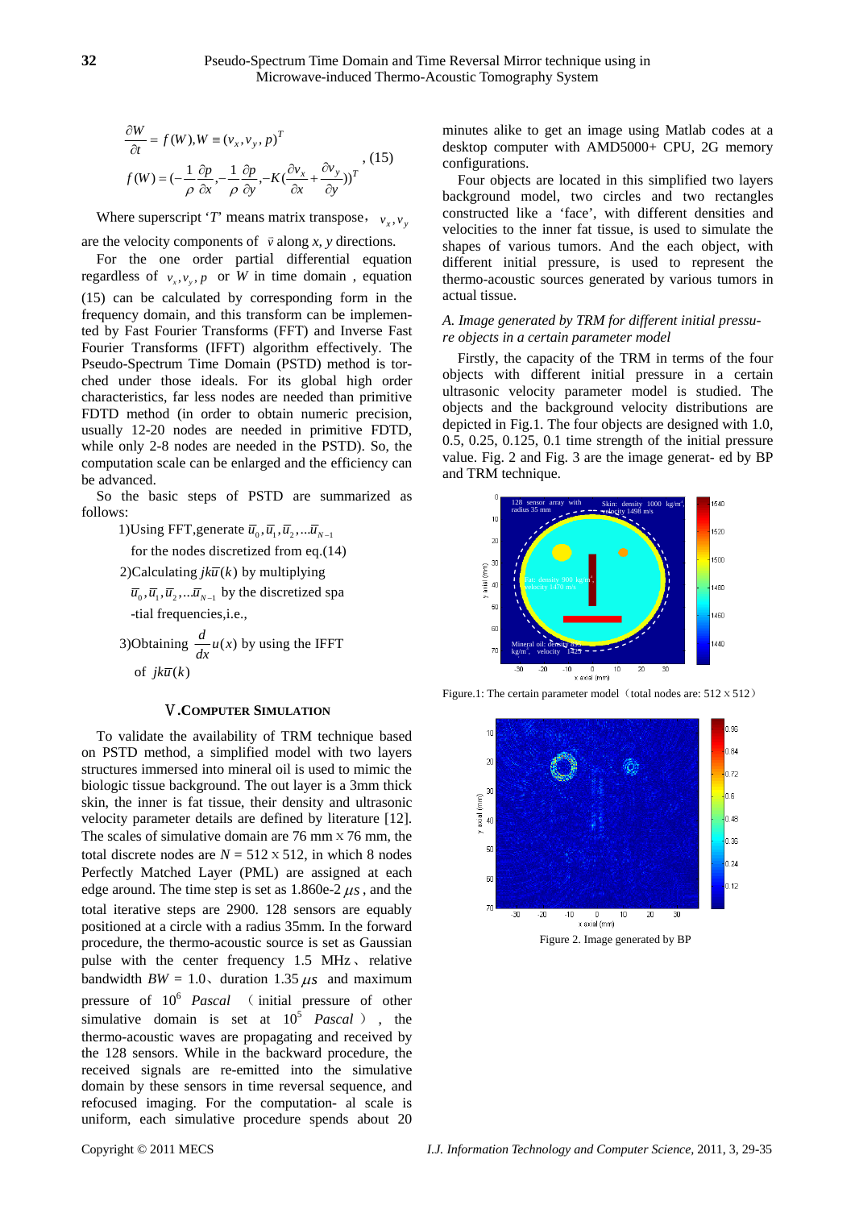$$\frac{\partial W}{\partial t} = f(W), W \equiv (v_x, v_y, p)^T$$
$$f(W) = \left(-\frac{1}{\rho}\frac{\partial p}{\partial x}, -\frac{1}{\rho}\frac{\partial p}{\partial y}, -K\left(\frac{\partial v_x}{\partial x} + \frac{\partial v_y}{\partial y}\right)\right)^T \quad (15)$$

Where superscript '$T$' means matrix transpose, $v_x, v_y$ are the velocity components of $\vec{v}$ along $x$, $y$ directions.

For the one order partial differential equation regardless of $v_x, v_y, p$ or $W$ in time domain , equation (15) can be calculated by corresponding form in the frequency domain, and this transform can be implemented by Fast Fourier Transforms (FFT) and Inverse Fast Fourier Transforms (IFFT) algorithm effectively. The Pseudo-Spectrum Time Domain (PSTD) method is torched under those ideals. For its global high order characteristics, far less nodes are needed than primitive FDTD method (in order to obtain numeric precision, usually 12-20 nodes are needed in primitive FDTD, while only 2-8 nodes are needed in the PSTD). So, the computation scale can be enlarged and the efficiency can be advanced.

So the basic steps of PSTD are summarized as follows:

1)Using FFT,generate $\overline{u}_0, \overline{u}_1, \overline{u}_2, \ldots \overline{u}_{N-1}$ for the nodes discretized from eq.(14)

2)Calculating $jk\overline{u}(k)$ by multiplying $\overline{u}_0, \overline{u}_1, \overline{u}_2, \ldots \overline{u}_{N-1}$ by the discretized spa -tial frequencies,i.e.,

3)Obtaining $\frac{d}{dx}u(x)$ by using the IFFT of $jk\overline{u}(k)$

## V. COMPUTER SIMULATION

To validate the availability of TRM technique based on PSTD method, a simplified model with two layers structures immersed into mineral oil is used to mimic the biologic tissue background. The out layer is a 3mm thick skin, the inner is fat tissue, their density and ultrasonic velocity parameter details are defined by literature [12]. The scales of simulative domain are 76 mm x 76 mm, the total discrete nodes are $N$ = 512 x 512, in which 8 nodes Perfectly Matched Layer (PML) are assigned at each edge around. The time step is set as 1.860e-2 $\mu s$ , and the total iterative steps are 2900. 128 sensors are equably positioned at a circle with a radius 35mm. In the forward procedure, the thermo-acoustic source is set as Gaussian pulse with the center frequency 1.5 MHz、relative bandwidth $BW$ = 1.0、duration 1.35 $\mu s$ and maximum pressure of $10^6$ *Pascal* （initial pressure of other simulative domain is set at $10^5$ *Pascal*）, the thermo-acoustic waves are propagating and received by the 128 sensors. While in the backward procedure, the received signals are re-emitted into the simulative domain by these sensors in time reversal sequence, and refocused imaging. For the computation- al scale is uniform, each simulative procedure spends about 20 minutes alike to get an image using Matlab codes at a desktop computer with AMD5000+ CPU, 2G memory configurations.

Four objects are located in this simplified two layers background model, two circles and two rectangles constructed like a 'face', with different densities and velocities to the inner fat tissue, is used to simulate the shapes of various tumors. And the each object, with different initial pressure, is used to represent the thermo-acoustic sources generated by various tumors in actual tissue.

### *A. Image generated by TRM for different initial pressure objects in a certain parameter model*

Firstly, the capacity of the TRM in terms of the four objects with different initial pressure in a certain ultrasonic velocity parameter model is studied. The objects and the background velocity distributions are depicted in Fig.1. The four objects are designed with 1.0, 0.5, 0.25, 0.125, 0.1 time strength of the initial pressure value. Fig. 2 and Fig. 3 are the image generat- ed by BP and TRM technique.

128 sensor array with radius 35 mm
Skin: density 1000 kg/m³, velocity 1498 m/s
Fat: density 900 kg/m³, velocity 1470 m/s
Mineral oil: density ... kg/m³, velocity 1425
y axial (mm)
x axial (mm)
1540
1520
1500
1480
1460
1440

Figure.1: The certain parameter model（total nodes are: 512 x 512）

y axial (mm)
x axial (mm)
0.96
0.84
0.72
0.6
0.48
0.36
0.24
0.12

Figure 2. Image generated by BP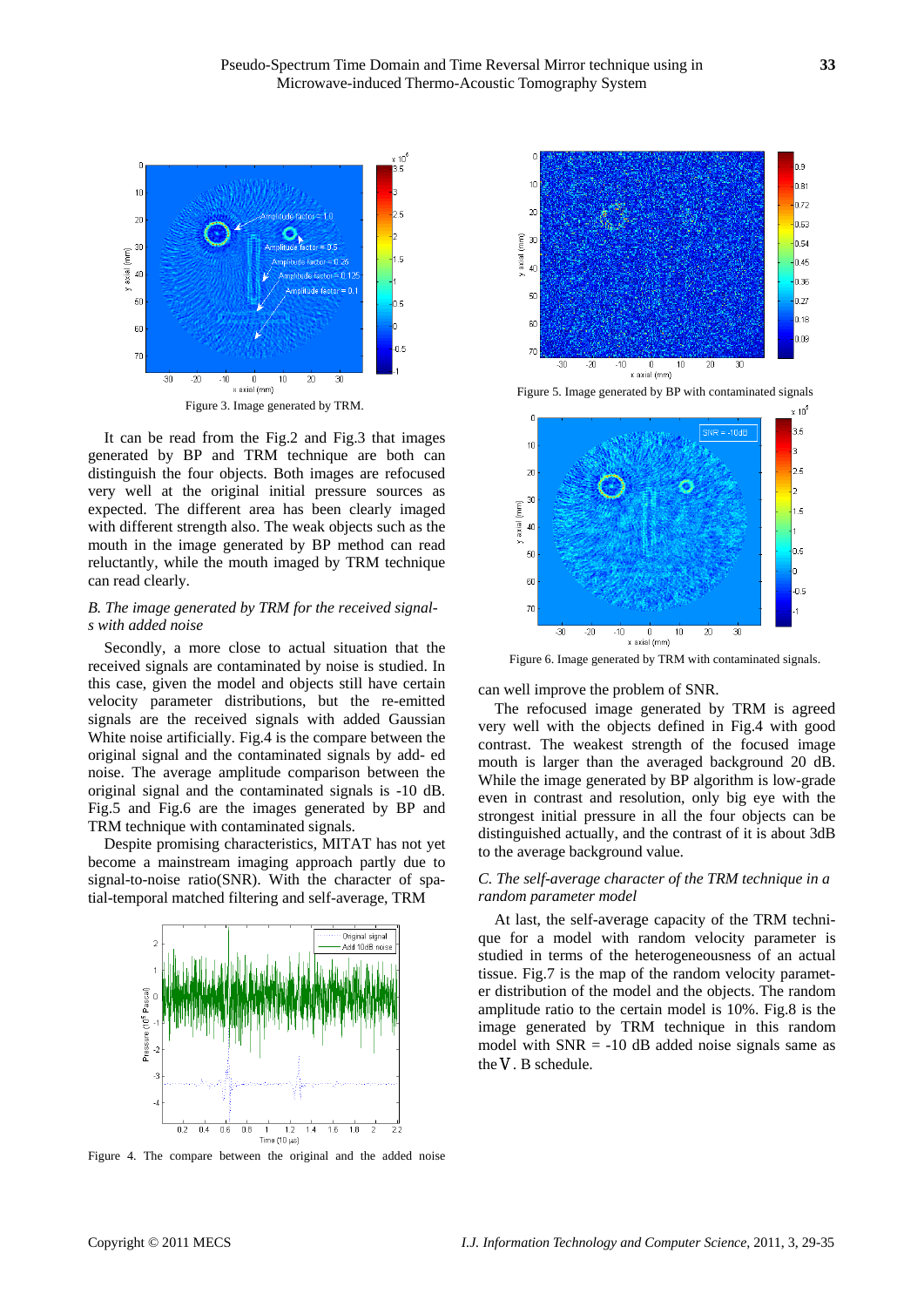Figure 3. Image generated by TRM.

It can be read from the Fig.2 and Fig.3 that images generated by BP and TRM technique are both can distinguish the four objects. Both images are refocused very well at the original initial pressure sources as expected. The different area has been clearly imaged with different strength also. The weak objects such as the mouth in the image generated by BP method can read reluctantly, while the mouth imaged by TRM technique can read clearly.

### *B. The image generated by TRM for the received signals with added noise*

Secondly, a more close to actual situation that the received signals are contaminated by noise is studied. In this case, given the model and objects still have certain velocity parameter distributions, but the re-emitted signals are the received signals with added Gaussian White noise artificially. Fig.4 is the compare between the original signal and the contaminated signals by add- ed noise. The average amplitude comparison between the original signal and the contaminated signals is -10 dB. Fig.5 and Fig.6 are the images generated by BP and TRM technique with contaminated signals.

Despite promising characteristics, MITAT has not yet become a mainstream imaging approach partly due to signal-to-noise ratio(SNR). With the character of spatial-temporal matched filtering and self-average, TRM can well improve the problem of SNR.

Figure 4. The compare between the original and the added noise

Figure 5. Image generated by BP with contaminated signals

Figure 6. Image generated by TRM with contaminated signals.

The refocused image generated by TRM is agreed very well with the objects defined in Fig.4 with good contrast. The weakest strength of the focused image mouth is larger than the averaged background 20 dB. While the image generated by BP algorithm is low-grade even in contrast and resolution, only big eye with the strongest initial pressure in all the four objects can be distinguished actually, and the contrast of it is about 3dB to the average background value.

### *C. The self-average character of the TRM technique in a random parameter model*

At last, the self-average capacity of the TRM technique for a model with random velocity parameter is studied in terms of the heterogeneousness of an actual tissue. Fig.7 is the map of the random velocity parameter distribution of the model and the objects. The random amplitude ratio to the certain model is 10%. Fig.8 is the image generated by TRM technique in this random model with SNR = -10 dB added noise signals same as the Ⅴ. B schedule.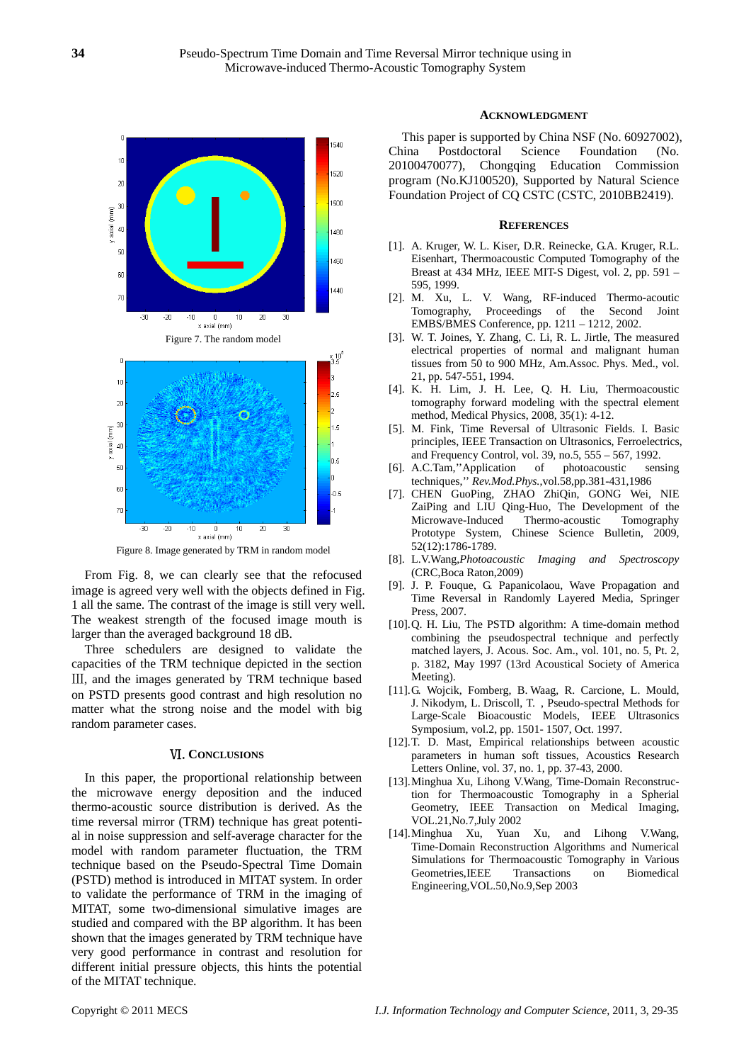0
10
20
30
40
50
60
70
y axial (mm)
-30 -20 -10 0 10 20 30
x axial (mm)
1540
1520
1500
1480
1460
1440

Figure 7. The random model

x 10^4
3.5
3
2.5
2
1.5
1
0.5
0
-0.5
-1
0
10
20
30
40
50
60
70
y axial (mm)
-30 -20 -10 0 10 20 30
x axial (mm)

Figure 8. Image generated by TRM in random model

From Fig. 8, we can clearly see that the refocused image is agreed very well with the objects defined in Fig. 1 all the same. The contrast of the image is still very well. The weakest strength of the focused image mouth is larger than the averaged background 18 dB.

Three schedulers are designed to validate the capacities of the TRM technique depicted in the section Ⅲ, and the images generated by TRM technique based on PSTD presents good contrast and high resolution no matter what the strong noise and the model with big random parameter cases.

## Ⅵ. CONCLUSIONS

In this paper, the proportional relationship between the microwave energy deposition and the induced thermo-acoustic source distribution is derived. As the time reversal mirror (TRM) technique has great potential in noise suppression and self-average character for the model with random parameter fluctuation, the TRM technique based on the Pseudo-Spectral Time Domain (PSTD) method is introduced in MITAT system. In order to validate the performance of TRM in the imaging of MITAT, some two-dimensional simulative images are studied and compared with the BP algorithm. It has been shown that the images generated by TRM technique have very good performance in contrast and resolution for different initial pressure objects, this hints the potential of the MITAT technique.

## ACKNOWLEDGMENT

This paper is supported by China NSF (No. 60927002), China Postdoctoral Science Foundation (No. 20100470077), Chongqing Education Commission program (No.KJ100520), Supported by Natural Science Foundation Project of CQ CSTC (CSTC, 2010BB2419).

## REFERENCES

[1]. A. Kruger, W. L. Kiser, D.R. Reinecke, G.A. Kruger, R.L. Eisenhart, Thermoacoustic Computed Tomography of the Breast at 434 MHz, IEEE MIT-S Digest, vol. 2, pp. 591 – 595, 1999.

[2]. M. Xu, L. V. Wang, RF-induced Thermo-acoutic Tomography, Proceedings of the Second Joint EMBS/BMES Conference, pp. 1211 – 1212, 2002.

[3]. W. T. Joines, Y. Zhang, C. Li, R. L. Jirtle, The measured electrical properties of normal and malignant human tissues from 50 to 900 MHz, Am.Assoc. Phys. Med., vol. 21, pp. 547-551, 1994.

[4]. K. H. Lim, J. H. Lee, Q. H. Liu, Thermoacoustic tomography forward modeling with the spectral element method, Medical Physics, 2008, 35(1): 4-12.

[5]. M. Fink, Time Reversal of Ultrasonic Fields. I. Basic principles, IEEE Transaction on Ultrasonics, Ferroelectrics, and Frequency Control, vol. 39, no.5, 555 – 567, 1992.

[6]. A.C.Tam,''Application of photoacoustic sensing techniques,'' *Rev.Mod.Phys.*,vol.58,pp.381-431,1986

[7]. CHEN GuoPing, ZHAO ZhiQin, GONG Wei, NIE ZaiPing and LIU Qing-Huo, The Development of the Microwave-Induced Thermo-acoustic Tomography Prototype System, Chinese Science Bulletin, 2009, 52(12):1786-1789.

[8]. L.V.Wang,*Photoacoustic Imaging and Spectroscopy* (CRC,Boca Raton,2009)

[9]. J. P. Fouque, G. Papanicolaou, Wave Propagation and Time Reversal in Randomly Layered Media, Springer Press, 2007.

[10]. Q. H. Liu, The PSTD algorithm: A time-domain method combining the pseudospectral technique and perfectly matched layers, J. Acous. Soc. Am., vol. 101, no. 5, Pt. 2, p. 3182, May 1997 (13rd Acoustical Society of America Meeting).

[11]. G. Wojcik, Fomberg, B. Waag, R. Carcione, L. Mould, J. Nikodym, L. Driscoll, T. , Pseudo-spectral Methods for Large-Scale Bioacoustic Models, IEEE Ultrasonics Symposium, vol.2, pp. 1501- 1507, Oct. 1997.

[12]. T. D. Mast, Empirical relationships between acoustic parameters in human soft tissues, Acoustics Research Letters Online, vol. 37, no. 1, pp. 37-43, 2000.

[13]. Minghua Xu, Lihong V.Wang, Time-Domain Reconstruction for Thermoacoustic Tomography in a Spherial Geometry, IEEE Transaction on Medical Imaging, VOL.21,No.7,July 2002

[14]. Minghua Xu, Yuan Xu, and Lihong V.Wang, Time-Domain Reconstruction Algorithms and Numerical Simulations for Thermoacoustic Tomography in Various Geometries,IEEE Transactions on Biomedical Engineering,VOL.50,No.9,Sep 2003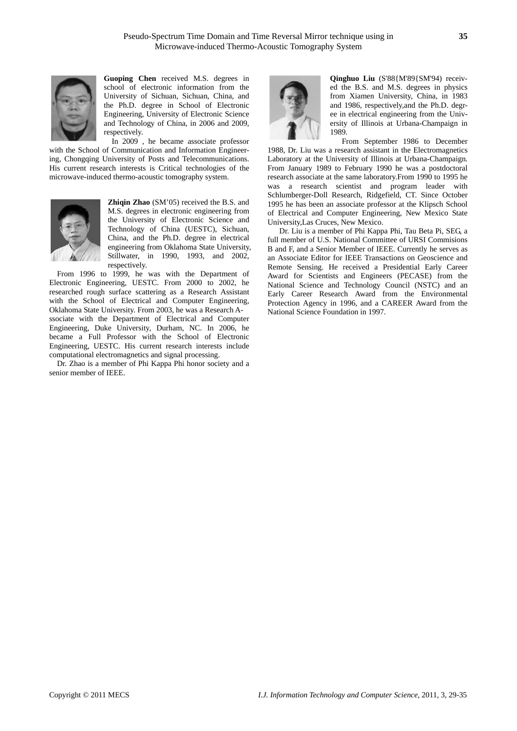**Guoping Chen** received M.S. degrees in school of electronic information from the University of Sichuan, Sichuan, China, and the Ph.D. degree in School of Electronic Engineering, University of Electronic Science and Technology of China, in 2006 and 2009, respectively.

In 2009 , he became associate professor with the School of Communication and Information Engineering, Chongqing University of Posts and Telecommunications. His current research interests is Critical technologies of the microwave-induced thermo-acoustic tomography system.

**Zhiqin Zhao** (SM'05) received the B.S. and M.S. degrees in electronic engineering from the University of Electronic Science and Technology of China (UESTC), Sichuan, China, and the Ph.D. degree in electrical engineering from Oklahoma State University, Stillwater, in 1990, 1993, and 2002, respectively.

From 1996 to 1999, he was with the Department of Electronic Engineering, UESTC. From 2000 to 2002, he researched rough surface scattering as a Research Assistant with the School of Electrical and Computer Engineering, Oklahoma State University. From 2003, he was a Research Associate with the Department of Electrical and Computer Engineering, Duke University, Durham, NC. In 2006, he became a Full Professor with the School of Electronic Engineering, UESTC. His current research interests include computational electromagnetics and signal processing.

Dr. Zhao is a member of Phi Kappa Phi honor society and a senior member of IEEE.

**Qinghuo Liu** (S'88{M'89{SM'94) received the B.S. and M.S. degrees in physics from Xiamen University, China, in 1983 and 1986, respectively,and the Ph.D. degree in electrical engineering from the University of Illinois at Urbana-Champaign in 1989.

From September 1986 to December 1988, Dr. Liu was a research assistant in the Electromagnetics Laboratory at the University of Illinois at Urbana-Champaign. From January 1989 to February 1990 he was a postdoctoral research associate at the same laboratory.From 1990 to 1995 he was a research scientist and program leader with Schlumberger-Doll Research, Ridgefield, CT. Since October 1995 he has been an associate professor at the Klipsch School of Electrical and Computer Engineering, New Mexico State University,Las Cruces, New Mexico.

Dr. Liu is a member of Phi Kappa Phi, Tau Beta Pi, SEG, a full member of U.S. National Committee of URSI Commisions B and F, and a Senior Member of IEEE. Currently he serves as an Associate Editor for IEEE Transactions on Geoscience and Remote Sensing. He received a Presidential Early Career Award for Scientists and Engineers (PECASE) from the National Science and Technology Council (NSTC) and an Early Career Research Award from the Environmental Protection Agency in 1996, and a CAREER Award from the National Science Foundation in 1997.